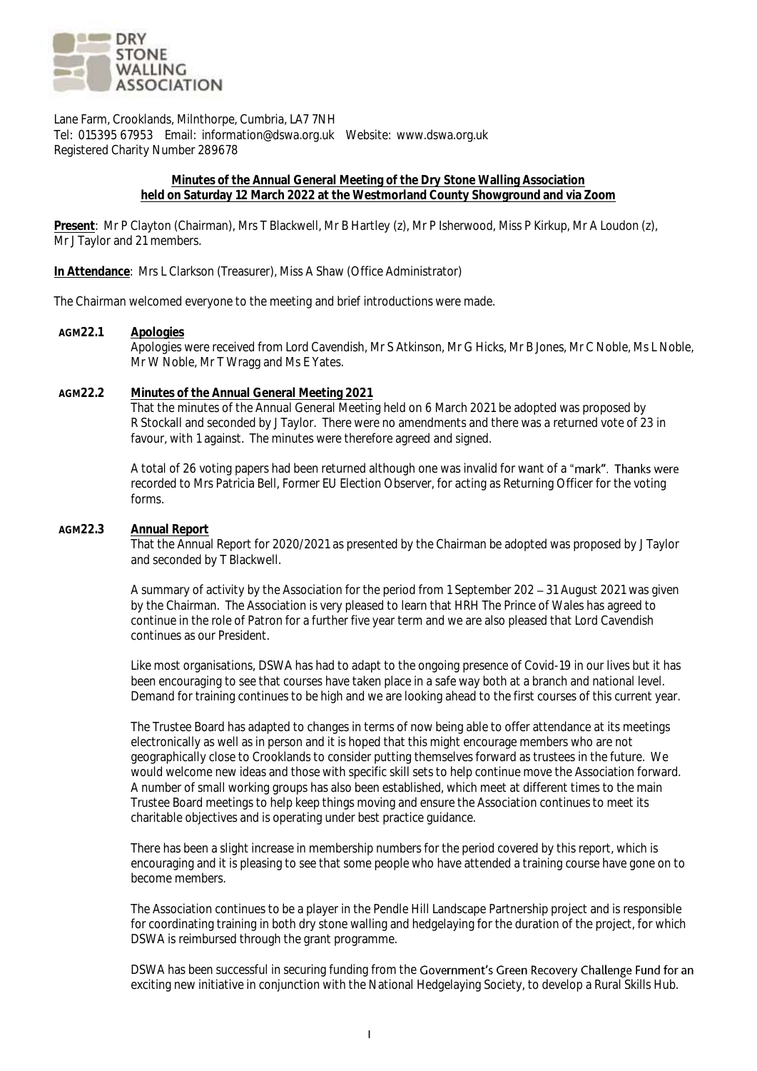DRY STONE WALLING ASSOCIATION

Lane Farm, Crooklands, Milnthorpe, Cumbria, LA7 7NH
Tel: 015395 67953 Email: information@dswa.org.uk Website: www.dswa.org.uk
Registered Charity Number 289678

**Minutes of the Annual General Meeting of the Dry Stone Walling Association held on Saturday 12 March 2022 at the Westmorland County Showground and via Zoom**

**Present**: Mr P Clayton (Chairman), Mrs T Blackwell, Mr B Hartley (z), Mr P Isherwood, Miss P Kirkup, Mr A Loudon (z), Mr J Taylor and 21 members.

**In Attendance**: Mrs L Clarkson (Treasurer), Miss A Shaw (Office Administrator)

The Chairman welcomed everyone to the meeting and brief introductions were made.

**AGM22.1 Apologies**

Apologies were received from Lord Cavendish, Mr S Atkinson, Mr G Hicks, Mr B Jones, Mr C Noble, Ms L Noble, Mr W Noble, Mr T Wragg and Ms E Yates.

**AGM22.2 Minutes of the Annual General Meeting 2021**

That the minutes of the Annual General Meeting held on 6 March 2021 be adopted was proposed by R Stockall and seconded by J Taylor. There were no amendments and there was a returned vote of 23 in favour, with 1 against. The minutes were therefore agreed and signed.

A total of 26 voting papers had been returned although one was invalid for want of a "mark". Thanks were recorded to Mrs Patricia Bell, Former EU Election Observer, for acting as Returning Officer for the voting forms.

**AGM22.3 Annual Report**

That the Annual Report for 2020/2021 as presented by the Chairman be adopted was proposed by J Taylor and seconded by T Blackwell.

A summary of activity by the Association for the period from 1 September 202 – 31 August 2021 was given by the Chairman. The Association is very pleased to learn that HRH The Prince of Wales has agreed to continue in the role of Patron for a further five year term and we are also pleased that Lord Cavendish continues as our President.

Like most organisations, DSWA has had to adapt to the ongoing presence of Covid-19 in our lives but it has been encouraging to see that courses have taken place in a safe way both at a branch and national level. Demand for training continues to be high and we are looking ahead to the first courses of this current year.

The Trustee Board has adapted to changes in terms of now being able to offer attendance at its meetings electronically as well as in person and it is hoped that this might encourage members who are not geographically close to Crooklands to consider putting themselves forward as trustees in the future. We would welcome new ideas and those with specific skill sets to help continue move the Association forward. A number of small working groups has also been established, which meet at different times to the main Trustee Board meetings to help keep things moving and ensure the Association continues to meet its charitable objectives and is operating under best practice guidance.

There has been a slight increase in membership numbers for the period covered by this report, which is encouraging and it is pleasing to see that some people who have attended a training course have gone on to become members.

The Association continues to be a player in the Pendle Hill Landscape Partnership project and is responsible for coordinating training in both dry stone walling and hedgelaying for the duration of the project, for which DSWA is reimbursed through the grant programme.

DSWA has been successful in securing funding from the Government's Green Recovery Challenge Fund for an exciting new initiative in conjunction with the National Hedgelaying Society, to develop a Rural Skills Hub.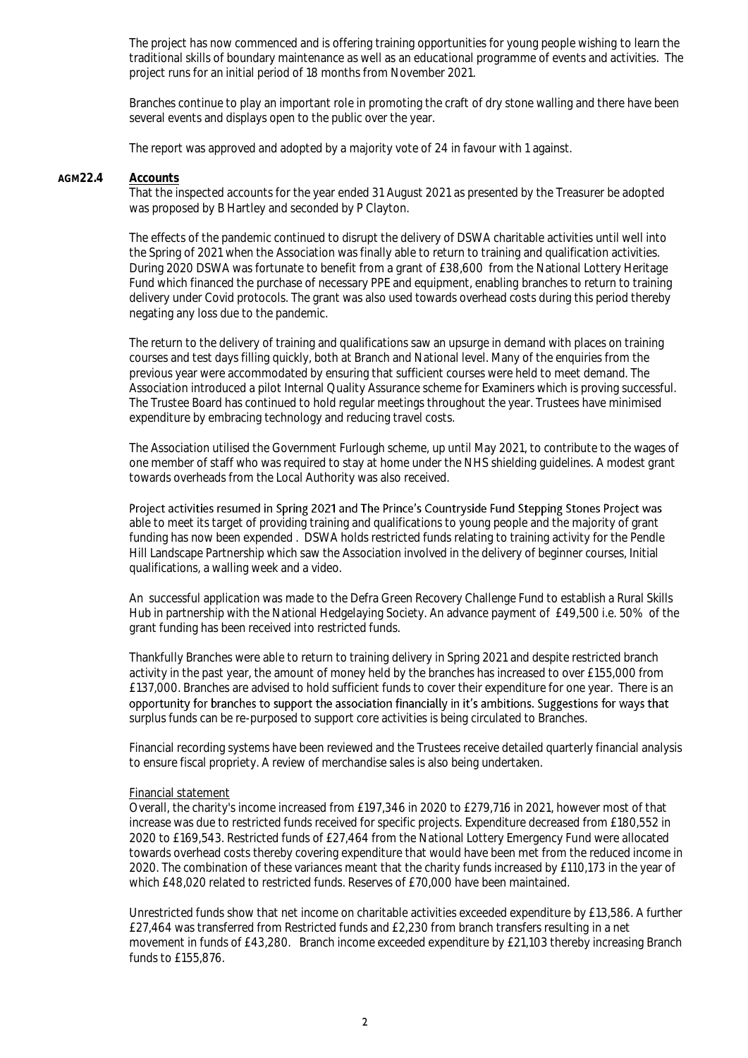The project has now commenced and is offering training opportunities for young people wishing to learn the traditional skills of boundary maintenance as well as an educational programme of events and activities. The project runs for an initial period of 18 months from November 2021.

Branches continue to play an important role in promoting the craft of dry stone walling and there have been several events and displays open to the public over the year.

The report was approved and adopted by a majority vote of 24 in favour with 1 against.

**AGM22.4** **Accounts**

That the inspected accounts for the year ended 31 August 2021 as presented by the Treasurer be adopted was proposed by B Hartley and seconded by P Clayton.

The effects of the pandemic continued to disrupt the delivery of DSWA charitable activities until well into the Spring of 2021 when the Association was finally able to return to training and qualification activities. During 2020 DSWA was fortunate to benefit from a grant of £38,600 from the National Lottery Heritage Fund which financed the purchase of necessary PPE and equipment, enabling branches to return to training delivery under Covid protocols. The grant was also used towards overhead costs during this period thereby negating any loss due to the pandemic.

The return to the delivery of training and qualifications saw an upsurge in demand with places on training courses and test days filling quickly, both at Branch and National level. Many of the enquiries from the previous year were accommodated by ensuring that sufficient courses were held to meet demand. The Association introduced a pilot Internal Quality Assurance scheme for Examiners which is proving successful. The Trustee Board has continued to hold regular meetings throughout the year. Trustees have minimised expenditure by embracing technology and reducing travel costs.

The Association utilised the Government Furlough scheme, up until May 2021, to contribute to the wages of one member of staff who was required to stay at home under the NHS shielding guidelines. A modest grant towards overheads from the Local Authority was also received.

Project activities resumed in Spring 2021 and The Prince's Countryside Fund Stepping Stones Project was able to meet its target of providing training and qualifications to young people and the majority of grant funding has now been expended . DSWA holds restricted funds relating to training activity for the Pendle Hill Landscape Partnership which saw the Association involved in the delivery of beginner courses, Initial qualifications, a walling week and a video.

An successful application was made to the Defra Green Recovery Challenge Fund to establish a Rural Skills Hub in partnership with the National Hedgelaying Society. An advance payment of £49,500 i.e. 50% of the grant funding has been received into restricted funds.

Thankfully Branches were able to return to training delivery in Spring 2021 and despite restricted branch activity in the past year, the amount of money held by the branches has increased to over £155,000 from £137,000. Branches are advised to hold sufficient funds to cover their expenditure for one year. There is an opportunity for branches to support the association financially in it's ambitions. Suggestions for ways that surplus funds can be re-purposed to support core activities is being circulated to Branches.

Financial recording systems have been reviewed and the Trustees receive detailed quarterly financial analysis to ensure fiscal propriety. A review of merchandise sales is also being undertaken.

Financial statement

Overall, the charity's income increased from £197,346 in 2020 to £279,716 in 2021, however most of that increase was due to restricted funds received for specific projects. Expenditure decreased from £180,552 in 2020 to £169,543. Restricted funds of £27,464 from the National Lottery Emergency Fund were allocated towards overhead costs thereby covering expenditure that would have been met from the reduced income in 2020. The combination of these variances meant that the charity funds increased by £110,173 in the year of which £48,020 related to restricted funds. Reserves of £70,000 have been maintained.

Unrestricted funds show that net income on charitable activities exceeded expenditure by £13,586. A further £27,464 was transferred from Restricted funds and £2,230 from branch transfers resulting in a net movement in funds of £43,280. Branch income exceeded expenditure by £21,103 thereby increasing Branch funds to £155,876.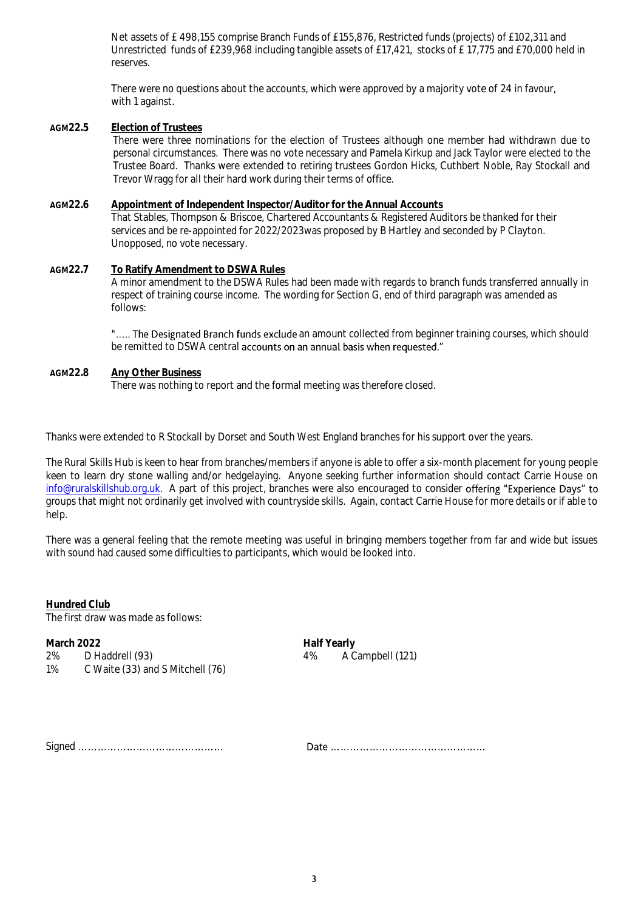Net assets of £ 498,155 comprise Branch Funds of £155,876, Restricted funds (projects) of £102,311 and Unrestricted funds of £239,968 including tangible assets of £17,421, stocks of £ 17,775 and £70,000 held in reserves.

There were no questions about the accounts, which were approved by a majority vote of 24 in favour, with 1 against.

**AGM22.5 Election of Trustees**

There were three nominations for the election of Trustees although one member had withdrawn due to personal circumstances. There was no vote necessary and Pamela Kirkup and Jack Taylor were elected to the Trustee Board. Thanks were extended to retiring trustees Gordon Hicks, Cuthbert Noble, Ray Stockall and Trevor Wragg for all their hard work during their terms of office.

**AGM22.6 Appointment of Independent Inspector/Auditor for the Annual Accounts**

That Stables, Thompson & Briscoe, Chartered Accountants & Registered Auditors be thanked for their services and be re-appointed for 2022/2023was proposed by B Hartley and seconded by P Clayton. Unopposed, no vote necessary.

**AGM22.7 To Ratify Amendment to DSWA Rules**

A minor amendment to the DSWA Rules had been made with regards to branch funds transferred annually in respect of training course income. The wording for Section G, end of third paragraph was amended as follows:

"….. The Designated Branch funds exclude an amount collected from beginner training courses, which should be remitted to DSWA central accounts on an annual basis when requested."

**AGM22.8 Any Other Business**

There was nothing to report and the formal meeting was therefore closed.

Thanks were extended to R Stockall by Dorset and South West England branches for his support over the years.

The Rural Skills Hub is keen to hear from branches/members if anyone is able to offer a six-month placement for young people keen to learn dry stone walling and/or hedgelaying. Anyone seeking further information should contact Carrie House on info@ruralskillshub.org.uk. A part of this project, branches were also encouraged to consider offering "Experience Days" to groups that might not ordinarily get involved with countryside skills. Again, contact Carrie House for more details or if able to help.

There was a general feeling that the remote meeting was useful in bringing members together from far and wide but issues with sound had caused some difficulties to participants, which would be looked into.

**Hundred Club**

The first draw was made as follows:

**March 2022**

2% D Haddrell (93)

1% C Waite (33) and S Mitchell (76)

**Half Yearly**

4% A Campbell (121)

Signed ………………………………………

Date …………………………………………